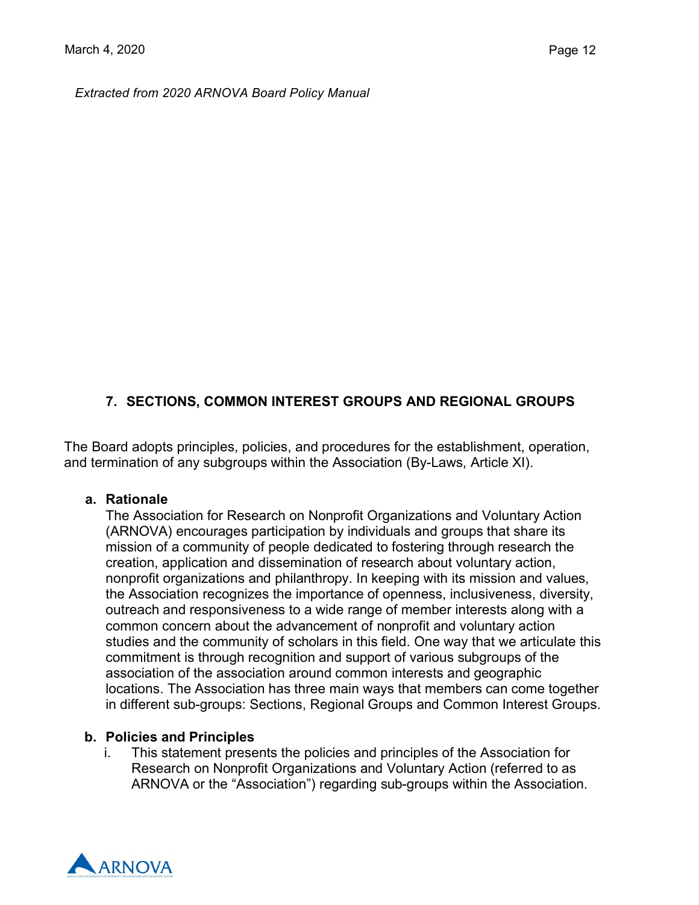*Extracted from 2020 ARNOVA Board Policy Manual*

## 7. SECTIONS, COMMON INTEREST GROUPS AND REGIONAL GROUPS

The Board adopts principles, policies, and procedures for the establishment, operation, and termination of any subgroups within the Association (By-Laws, Article XI).

### a. Rationale

The Association for Research on Nonprofit Organizations and Voluntary Action (ARNOVA) encourages participation by individuals and groups that share its mission of a community of people dedicated to fostering through research the creation, application and dissemination of research about voluntary action, nonprofit organizations and philanthropy. In keeping with its mission and values, the Association recognizes the importance of openness, inclusiveness, diversity, outreach and responsiveness to a wide range of member interests along with a common concern about the advancement of nonprofit and voluntary action studies and the community of scholars in this field. One way that we articulate this commitment is through recognition and support of various subgroups of the association of the association around common interests and geographic locations. The Association has three main ways that members can come together in different sub-groups: Sections, Regional Groups and Common Interest Groups.

### b. Policies and Principles

i. This statement presents the policies and principles of the Association for Research on Nonprofit Organizations and Voluntary Action (referred to as ARNOVA or the "Association") regarding sub-groups within the Association.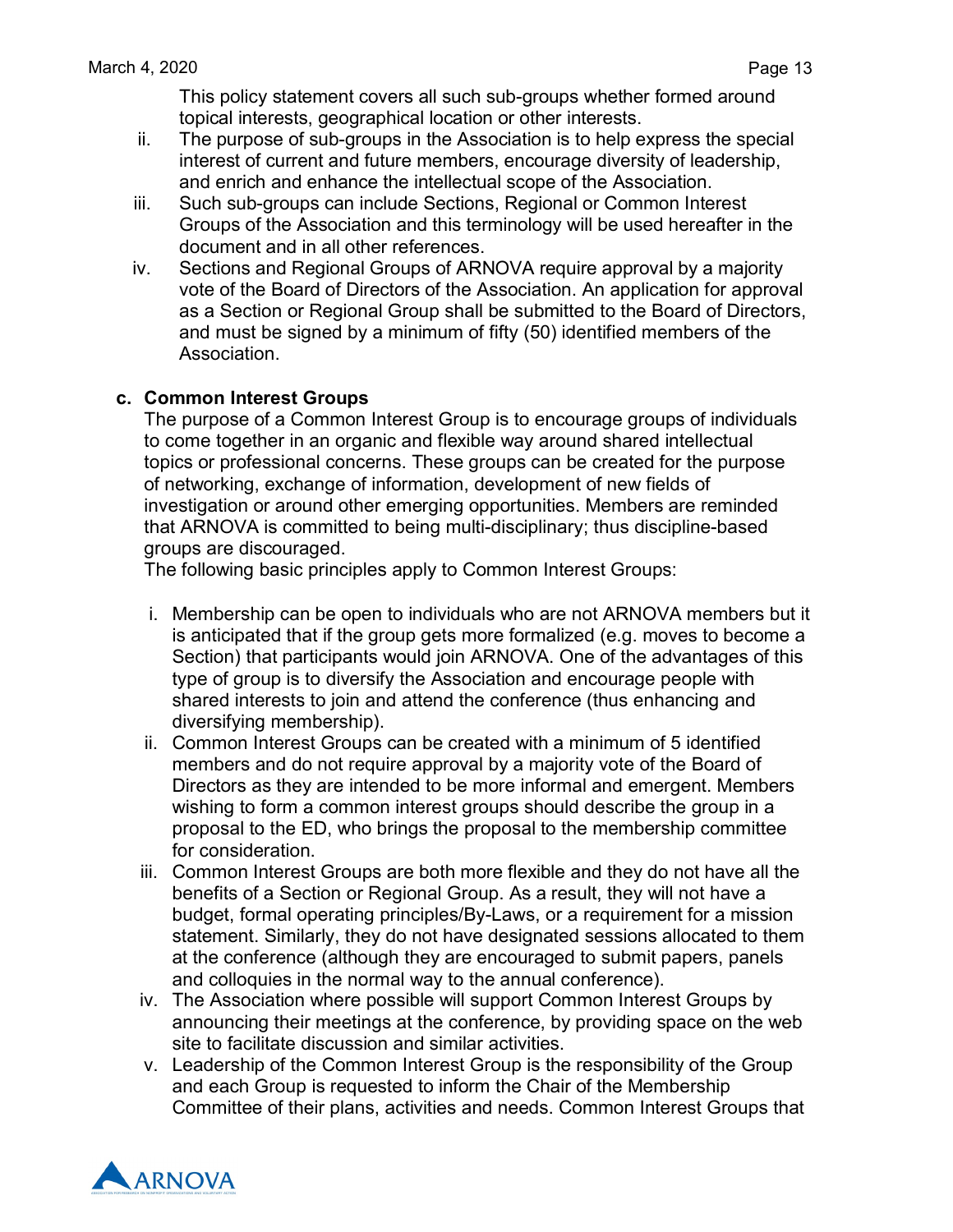This policy statement covers all such sub-groups whether formed around topical interests, geographical location or other interests.

ii. The purpose of sub-groups in the Association is to help express the special interest of current and future members, encourage diversity of leadership, and enrich and enhance the intellectual scope of the Association.

iii. Such sub-groups can include Sections, Regional or Common Interest Groups of the Association and this terminology will be used hereafter in the document and in all other references.

iv. Sections and Regional Groups of ARNOVA require approval by a majority vote of the Board of Directors of the Association. An application for approval as a Section or Regional Group shall be submitted to the Board of Directors, and must be signed by a minimum of fifty (50) identified members of the Association.

**c. Common Interest Groups**

The purpose of a Common Interest Group is to encourage groups of individuals to come together in an organic and flexible way around shared intellectual topics or professional concerns. These groups can be created for the purpose of networking, exchange of information, development of new fields of investigation or around other emerging opportunities. Members are reminded that ARNOVA is committed to being multi-disciplinary; thus discipline-based groups are discouraged.

The following basic principles apply to Common Interest Groups:

i. Membership can be open to individuals who are not ARNOVA members but it is anticipated that if the group gets more formalized (e.g. moves to become a Section) that participants would join ARNOVA. One of the advantages of this type of group is to diversify the Association and encourage people with shared interests to join and attend the conference (thus enhancing and diversifying membership).

ii. Common Interest Groups can be created with a minimum of 5 identified members and do not require approval by a majority vote of the Board of Directors as they are intended to be more informal and emergent. Members wishing to form a common interest groups should describe the group in a proposal to the ED, who brings the proposal to the membership committee for consideration.

iii. Common Interest Groups are both more flexible and they do not have all the benefits of a Section or Regional Group. As a result, they will not have a budget, formal operating principles/By-Laws, or a requirement for a mission statement. Similarly, they do not have designated sessions allocated to them at the conference (although they are encouraged to submit papers, panels and colloquies in the normal way to the annual conference).

iv. The Association where possible will support Common Interest Groups by announcing their meetings at the conference, by providing space on the web site to facilitate discussion and similar activities.

v. Leadership of the Common Interest Group is the responsibility of the Group and each Group is requested to inform the Chair of the Membership Committee of their plans, activities and needs. Common Interest Groups that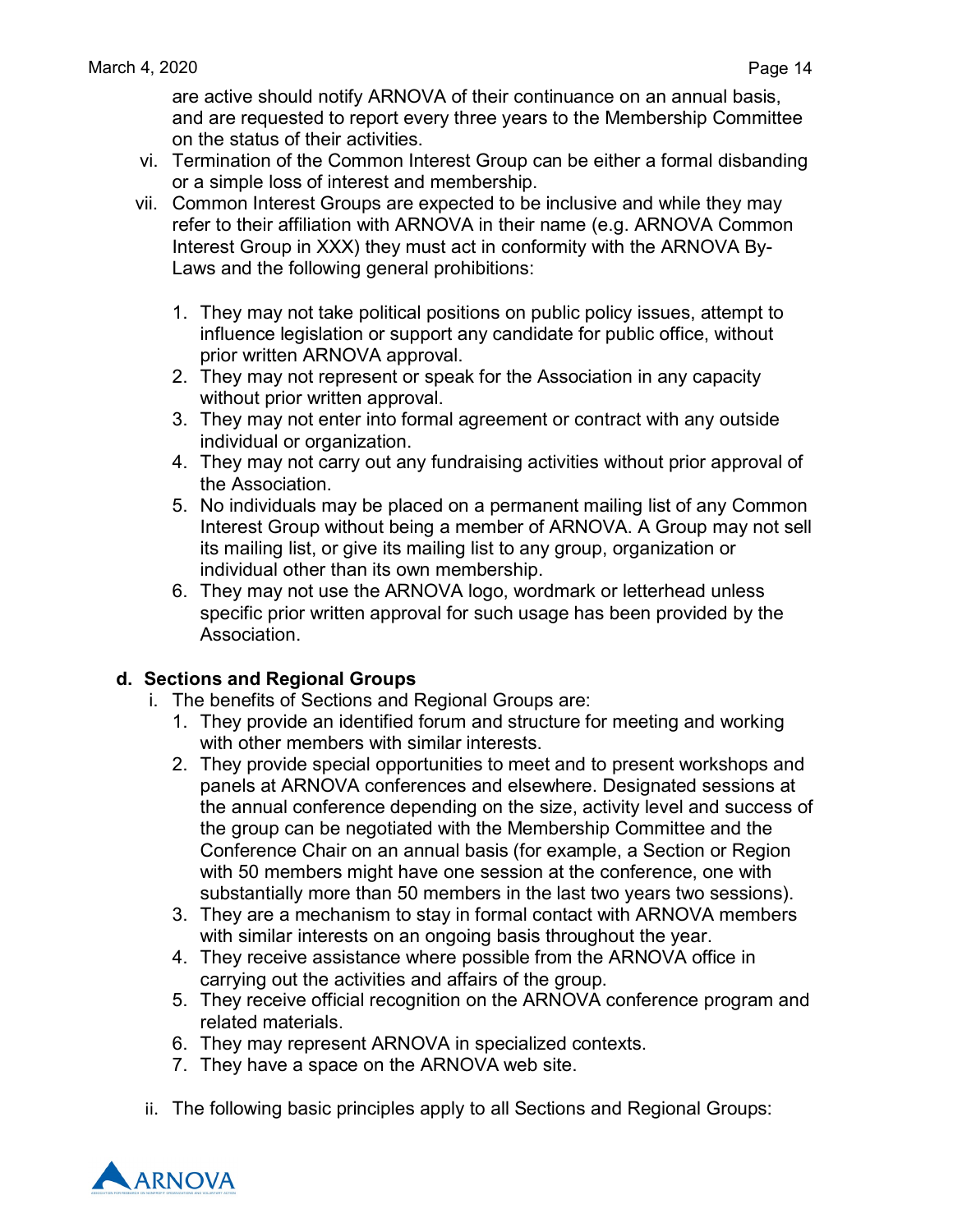are active should notify ARNOVA of their continuance on an annual basis, and are requested to report every three years to the Membership Committee on the status of their activities.

vi. Termination of the Common Interest Group can be either a formal disbanding or a simple loss of interest and membership.

vii. Common Interest Groups are expected to be inclusive and while they may refer to their affiliation with ARNOVA in their name (e.g. ARNOVA Common Interest Group in XXX) they must act in conformity with the ARNOVA By-Laws and the following general prohibitions:

1. They may not take political positions on public policy issues, attempt to influence legislation or support any candidate for public office, without prior written ARNOVA approval.
2. They may not represent or speak for the Association in any capacity without prior written approval.
3. They may not enter into formal agreement or contract with any outside individual or organization.
4. They may not carry out any fundraising activities without prior approval of the Association.
5. No individuals may be placed on a permanent mailing list of any Common Interest Group without being a member of ARNOVA. A Group may not sell its mailing list, or give its mailing list to any group, organization or individual other than its own membership.
6. They may not use the ARNOVA logo, wordmark or letterhead unless specific prior written approval for such usage has been provided by the Association.

**d. Sections and Regional Groups**

i. The benefits of Sections and Regional Groups are:

1. They provide an identified forum and structure for meeting and working with other members with similar interests.
2. They provide special opportunities to meet and to present workshops and panels at ARNOVA conferences and elsewhere. Designated sessions at the annual conference depending on the size, activity level and success of the group can be negotiated with the Membership Committee and the Conference Chair on an annual basis (for example, a Section or Region with 50 members might have one session at the conference, one with substantially more than 50 members in the last two years two sessions).
3. They are a mechanism to stay in formal contact with ARNOVA members with similar interests on an ongoing basis throughout the year.
4. They receive assistance where possible from the ARNOVA office in carrying out the activities and affairs of the group.
5. They receive official recognition on the ARNOVA conference program and related materials.
6. They may represent ARNOVA in specialized contexts.
7. They have a space on the ARNOVA web site.

ii. The following basic principles apply to all Sections and Regional Groups: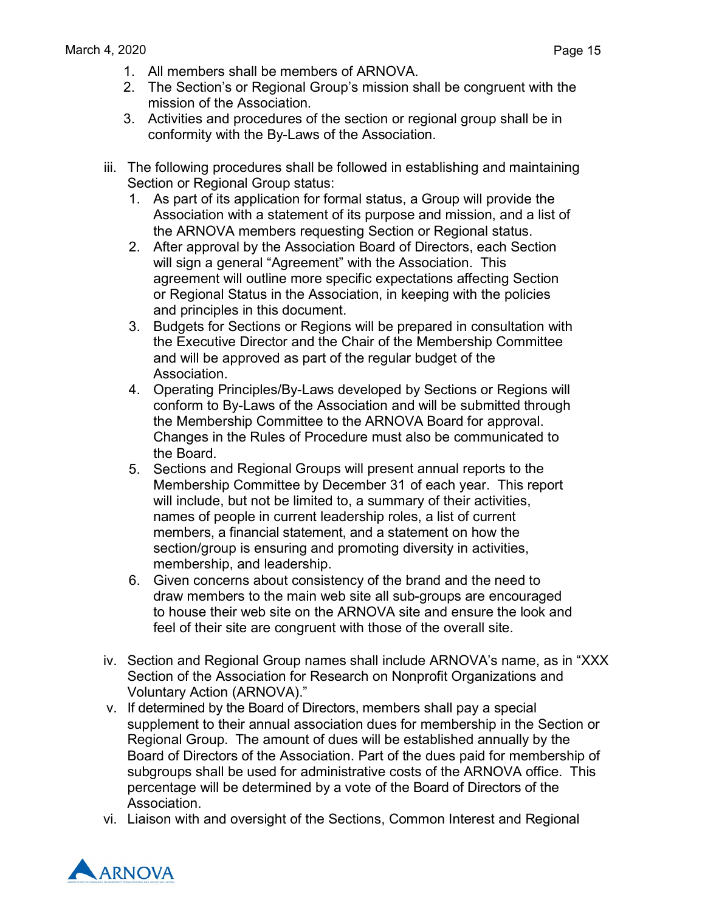1. All members shall be members of ARNOVA.
2. The Section's or Regional Group's mission shall be congruent with the mission of the Association.
3. Activities and procedures of the section or regional group shall be in conformity with the By-Laws of the Association.

iii. The following procedures shall be followed in establishing and maintaining Section or Regional Group status:
   1. As part of its application for formal status, a Group will provide the Association with a statement of its purpose and mission, and a list of the ARNOVA members requesting Section or Regional status.
   2. After approval by the Association Board of Directors, each Section will sign a general "Agreement" with the Association. This agreement will outline more specific expectations affecting Section or Regional Status in the Association, in keeping with the policies and principles in this document.
   3. Budgets for Sections or Regions will be prepared in consultation with the Executive Director and the Chair of the Membership Committee and will be approved as part of the regular budget of the Association.
   4. Operating Principles/By-Laws developed by Sections or Regions will conform to By-Laws of the Association and will be submitted through the Membership Committee to the ARNOVA Board for approval. Changes in the Rules of Procedure must also be communicated to the Board.
   5. Sections and Regional Groups will present annual reports to the Membership Committee by December 31 of each year. This report will include, but not be limited to, a summary of their activities, names of people in current leadership roles, a list of current members, a financial statement, and a statement on how the section/group is ensuring and promoting diversity in activities, membership, and leadership.
   6. Given concerns about consistency of the brand and the need to draw members to the main web site all sub-groups are encouraged to house their web site on the ARNOVA site and ensure the look and feel of their site are congruent with those of the overall site.

iv. Section and Regional Group names shall include ARNOVA's name, as in "XXX Section of the Association for Research on Nonprofit Organizations and Voluntary Action (ARNOVA)."

v. If determined by the Board of Directors, members shall pay a special supplement to their annual association dues for membership in the Section or Regional Group. The amount of dues will be established annually by the Board of Directors of the Association. Part of the dues paid for membership of subgroups shall be used for administrative costs of the ARNOVA office. This percentage will be determined by a vote of the Board of Directors of the Association.

vi. Liaison with and oversight of the Sections, Common Interest and Regional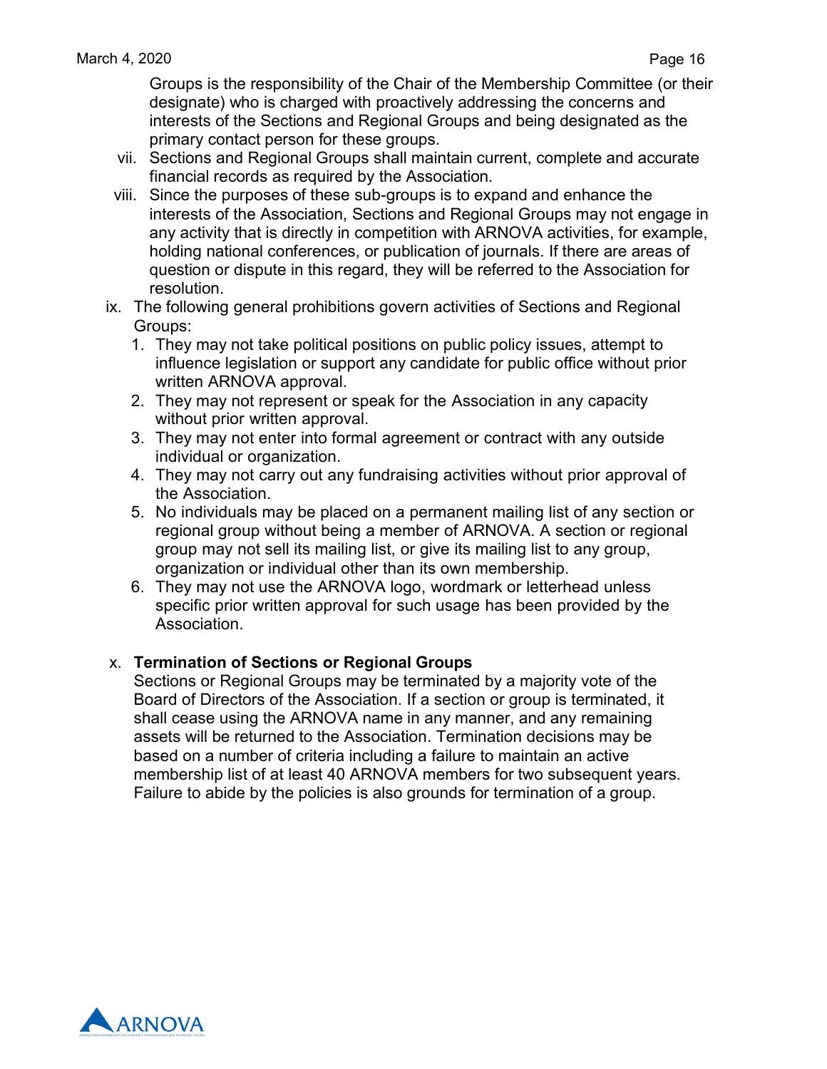Groups is the responsibility of the Chair of the Membership Committee (or their designate) who is charged with proactively addressing the concerns and interests of the Sections and Regional Groups and being designated as the primary contact person for these groups.

vii. Sections and Regional Groups shall maintain current, complete and accurate financial records as required by the Association.

viii. Since the purposes of these sub-groups is to expand and enhance the interests of the Association, Sections and Regional Groups may not engage in any activity that is directly in competition with ARNOVA activities, for example, holding national conferences, or publication of journals. If there are areas of question or dispute in this regard, they will be referred to the Association for resolution.

ix. The following general prohibitions govern activities of Sections and Regional Groups:

1. They may not take political positions on public policy issues, attempt to influence legislation or support any candidate for public office without prior written ARNOVA approval.
2. They may not represent or speak for the Association in any capacity without prior written approval.
3. They may not enter into formal agreement or contract with any outside individual or organization.
4. They may not carry out any fundraising activities without prior approval of the Association.
5. No individuals may be placed on a permanent mailing list of any section or regional group without being a member of ARNOVA. A section or regional group may not sell its mailing list, or give its mailing list to any group, organization or individual other than its own membership.
6. They may not use the ARNOVA logo, wordmark or letterhead unless specific prior written approval for such usage has been provided by the Association.

x. **Termination of Sections or Regional Groups**

Sections or Regional Groups may be terminated by a majority vote of the Board of Directors of the Association. If a section or group is terminated, it shall cease using the ARNOVA name in any manner, and any remaining assets will be returned to the Association. Termination decisions may be based on a number of criteria including a failure to maintain an active membership list of at least 40 ARNOVA members for two subsequent years. Failure to abide by the policies is also grounds for termination of a group.